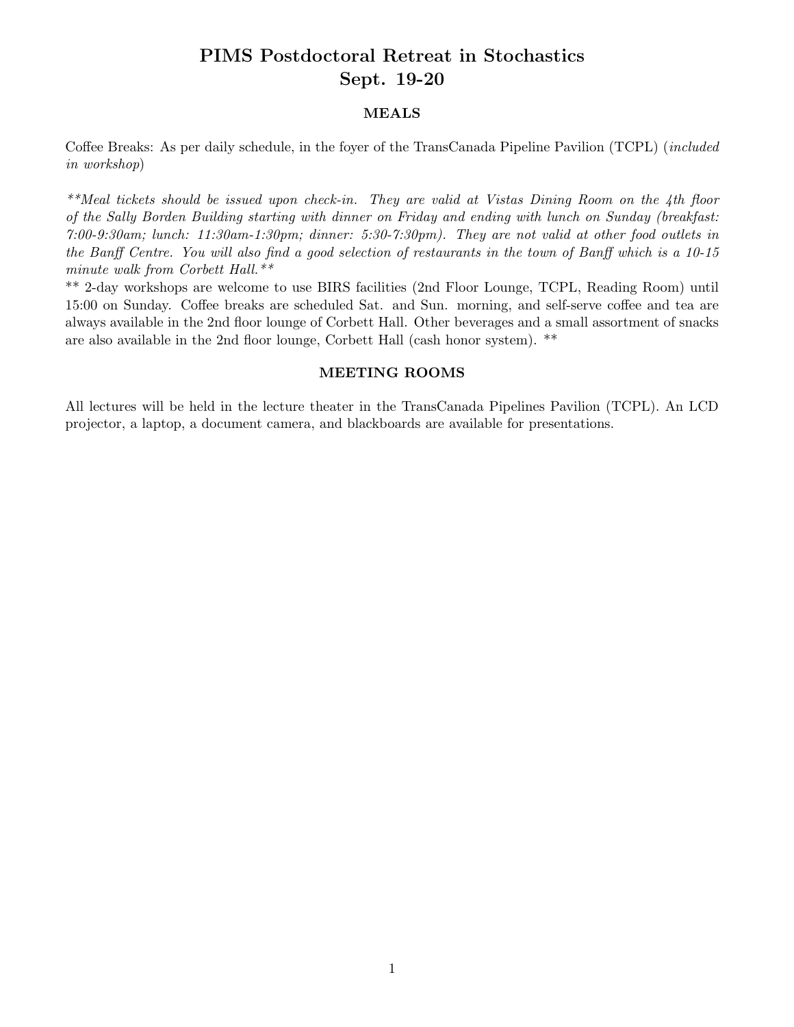# PIMS Postdoctoral Retreat in Stochastics
# Sept. 19-20

## MEALS

Coffee Breaks: As per daily schedule, in the foyer of the TransCanada Pipeline Pavilion (TCPL) (*included in workshop*)

***Meal tickets should be issued upon check-in. They are valid at Vistas Dining Room on the 4th floor of the Sally Borden Building starting with dinner on Friday and ending with lunch on Sunday (breakfast: 7:00-9:30am; lunch: 11:30am-1:30pm; dinner: 5:30-7:30pm). They are not valid at other food outlets in the Banff Centre. You will also find a good selection of restaurants in the town of Banff which is a 10-15 minute walk from Corbett Hall.***

** 2-day workshops are welcome to use BIRS facilities (2nd Floor Lounge, TCPL, Reading Room) until 15:00 on Sunday. Coffee breaks are scheduled Sat. and Sun. morning, and self-serve coffee and tea are always available in the 2nd floor lounge of Corbett Hall. Other beverages and a small assortment of snacks are also available in the 2nd floor lounge, Corbett Hall (cash honor system). **

## MEETING ROOMS

All lectures will be held in the lecture theater in the TransCanada Pipelines Pavilion (TCPL). An LCD projector, a laptop, a document camera, and blackboards are available for presentations.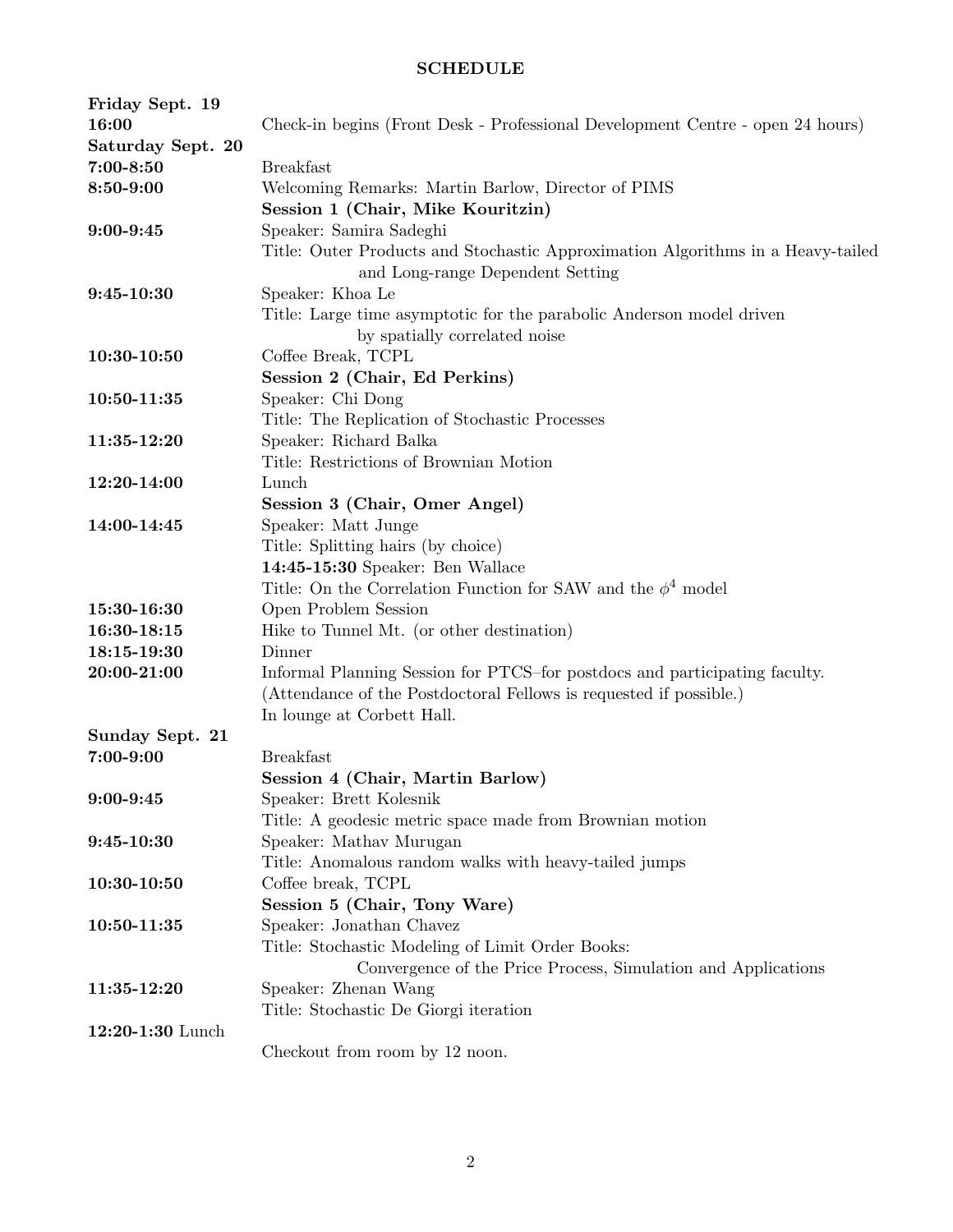## SCHEDULE

| | |
|---|---|
| **Friday Sept. 19** | |
| **16:00** | Check-in begins (Front Desk - Professional Development Centre - open 24 hours) |
| **Saturday Sept. 20** | |
| **7:00-8:50** | Breakfast |
| **8:50-9:00** | Welcoming Remarks: Martin Barlow, Director of PIMS |
| | **Session 1 (Chair, Mike Kouritzin)** |
| **9:00-9:45** | Speaker: Samira Sadeghi |
| | Title: Outer Products and Stochastic Approximation Algorithms in a Heavy-tailed and Long-range Dependent Setting |
| **9:45-10:30** | Speaker: Khoa Le |
| | Title: Large time asymptotic for the parabolic Anderson model driven by spatially correlated noise |
| **10:30-10:50** | Coffee Break, TCPL |
| | **Session 2 (Chair, Ed Perkins)** |
| **10:50-11:35** | Speaker: Chi Dong |
| | Title: The Replication of Stochastic Processes |
| **11:35-12:20** | Speaker: Richard Balka |
| | Title: Restrictions of Brownian Motion |
| **12:20-14:00** | Lunch |
| | **Session 3 (Chair, Omer Angel)** |
| **14:00-14:45** | Speaker: Matt Junge |
| | Title: Splitting hairs (by choice) |
| | **14:45-15:30** Speaker: Ben Wallace |
| | Title: On the Correlation Function for SAW and the $\phi^4$ model |
| **15:30-16:30** | Open Problem Session |
| **16:30-18:15** | Hike to Tunnel Mt. (or other destination) |
| **18:15-19:30** | Dinner |
| **20:00-21:00** | Informal Planning Session for PTCS–for postdocs and participating faculty. (Attendance of the Postdoctoral Fellows is requested if possible.) In lounge at Corbett Hall. |
| **Sunday Sept. 21** | |
| **7:00-9:00** | Breakfast |
| | **Session 4 (Chair, Martin Barlow)** |
| **9:00-9:45** | Speaker: Brett Kolesnik |
| | Title: A geodesic metric space made from Brownian motion |
| **9:45-10:30** | Speaker: Mathav Murugan |
| | Title: Anomalous random walks with heavy-tailed jumps |
| **10:30-10:50** | Coffee break, TCPL |
| | **Session 5 (Chair, Tony Ware)** |
| **10:50-11:35** | Speaker: Jonathan Chavez |
| | Title: Stochastic Modeling of Limit Order Books: Convergence of the Price Process, Simulation and Applications |
| **11:35-12:20** | Speaker: Zhenan Wang |
| | Title: Stochastic De Giorgi iteration |
| **12:20-1:30** Lunch | |
| | Checkout from room by 12 noon. |